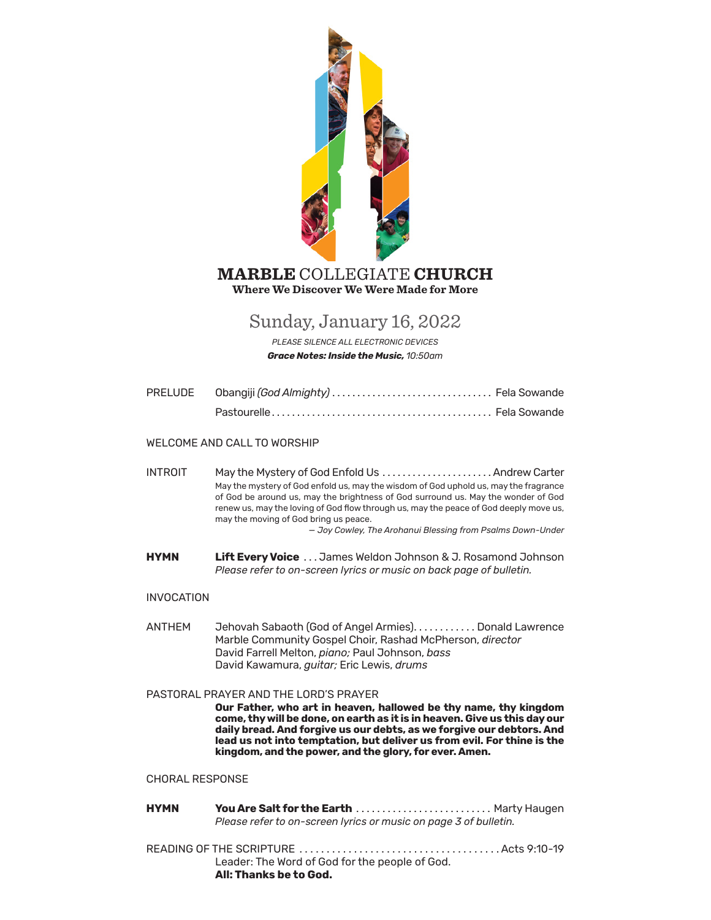# **MARBLE** COLLEGIATE **CHURCH**

**Where We Discover We Were Made for More**

## Sunday, January 16, 2022

*PLEASE SILENCE ALL ELECTRONIC DEVICES*

***Grace Notes: Inside the Music,*** *10:50am*

PRELUDE Obangiji *(God Almighty)* . . . . . . . . . . . . . . . . . . . . . . . . . . . . . . . . Fela Sowande

Pastourelle . . . . . . . . . . . . . . . . . . . . . . . . . . . . . . . . . . . . . . . . . . . . Fela Sowande

WELCOME AND CALL TO WORSHIP

INTROIT May the Mystery of God Enfold Us . . . . . . . . . . . . . . . . . . . . . . Andrew Carter

May the mystery of God enfold us, may the wisdom of God uphold us, may the fragrance of God be around us, may the brightness of God surround us. May the wonder of God renew us, may the loving of God flow through us, may the peace of God deeply move us, may the moving of God bring us peace.

*— Joy Cowley, The Arohanui Blessing from Psalms Down-Under*

**HYMN** **Lift Every Voice** . . . James Weldon Johnson & J. Rosamond Johnson

*Please refer to on-screen lyrics or music on back page of bulletin.*

INVOCATION

ANTHEM Jehovah Sabaoth (God of Angel Armies). . . . . . . . . . . . Donald Lawrence

Marble Community Gospel Choir, Rashad McPherson, *director*

David Farrell Melton, *piano;* Paul Johnson, *bass*

David Kawamura, *guitar;* Eric Lewis, *drums*

PASTORAL PRAYER AND THE LORD'S PRAYER

**Our Father, who art in heaven, hallowed be thy name, thy kingdom come, thy will be done, on earth as it is in heaven. Give us this day our daily bread. And forgive us our debts, as we forgive our debtors. And lead us not into temptation, but deliver us from evil. For thine is the kingdom, and the power, and the glory, for ever. Amen.**

CHORAL RESPONSE

**HYMN** **You Are Salt for the Earth** . . . . . . . . . . . . . . . . . . . . . . . . . . Marty Haugen

*Please refer to on-screen lyrics or music on page 3 of bulletin.*

READING OF THE SCRIPTURE . . . . . . . . . . . . . . . . . . . . . . . . . . . . . . . . . . . . . Acts 9:10-19

Leader: The Word of God for the people of God.

**All: Thanks be to God.**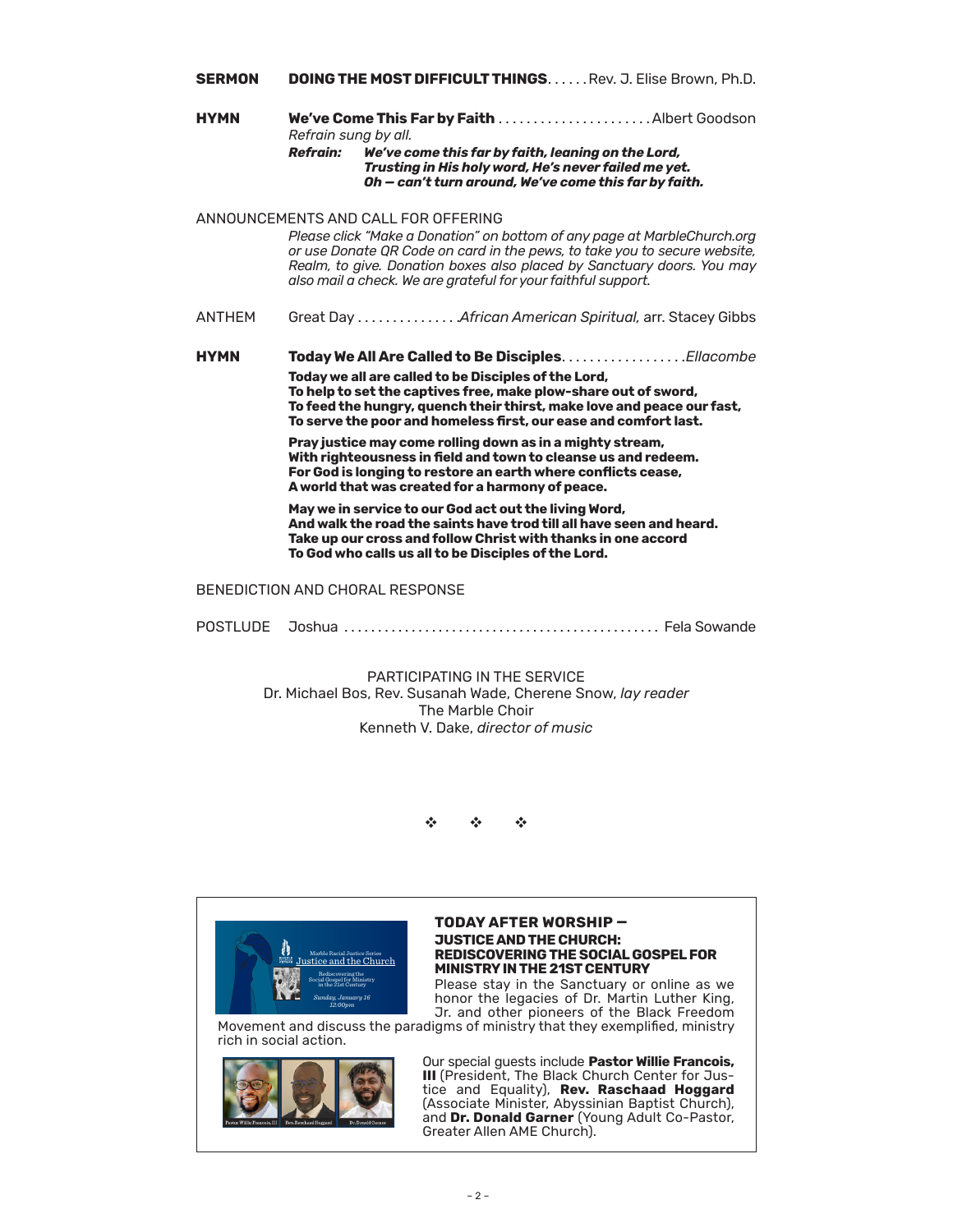**SERMON** **DOING THE MOST DIFFICULT THINGS**. . . . . . Rev. J. Elise Brown, Ph.D.

**HYMN** **We've Come This Far by Faith** . . . . . . . . . . . . . . . . . . . . . . Albert Goodson
*Refrain sung by all.*

***Refrain:*** ***We've come this far by faith, leaning on the Lord,***
***Trusting in His holy word, He's never failed me yet.***
***Oh — can't turn around, We've come this far by faith.***

ANNOUNCEMENTS AND CALL FOR OFFERING
*Please click "Make a Donation" on bottom of any page at MarbleChurch.org or use Donate QR Code on card in the pews, to take you to secure website, Realm, to give. Donation boxes also placed by Sanctuary doors. You may also mail a check. We are grateful for your faithful support.*

ANTHEM Great Day . . . . . . . . . . . . . . .*African American Spiritual,* arr. Stacey Gibbs

**HYMN** **Today We All Are Called to Be Disciples**. . . . . . . . . . . . . . . . . .*Ellacombe*

**Today we all are called to be Disciples of the Lord,**
**To help to set the captives free, make plow-share out of sword,**
**To feed the hungry, quench their thirst, make love and peace our fast,**
**To serve the poor and homeless first, our ease and comfort last.**

**Pray justice may come rolling down as in a mighty stream,**
**With righteousness in field and town to cleanse us and redeem.**
**For God is longing to restore an earth where conflicts cease,**
**A world that was created for a harmony of peace.**

**May we in service to our God act out the living Word,**
**And walk the road the saints have trod till all have seen and heard.**
**Take up our cross and follow Christ with thanks in one accord**
**To God who calls us all to be Disciples of the Lord.**

BENEDICTION AND CHORAL RESPONSE

POSTLUDE Joshua . . . . . . . . . . . . . . . . . . . . . . . . . . . . . . . . . . . . . . . . . . . . . . Fela Sowande

PARTICIPATING IN THE SERVICE
Dr. Michael Bos, Rev. Susanah Wade, Cherene Snow, *lay reader*
The Marble Choir
Kenneth V. Dake, *director of music*

❖ ❖ ❖

**TODAY AFTER WORSHIP — JUSTICE AND THE CHURCH: REDISCOVERING THE SOCIAL GOSPEL FOR MINISTRY IN THE 21ST CENTURY**

Please stay in the Sanctuary or online as we honor the legacies of Dr. Martin Luther King, Jr. and other pioneers of the Black Freedom Movement and discuss the paradigms of ministry that they exemplified, ministry rich in social action.

Our special guests include **Pastor Willie Francois, III** (President, The Black Church Center for Justice and Equality), **Rev. Raschaad Hoggard** (Associate Minister, Abyssinian Baptist Church), and **Dr. Donald Garner** (Young Adult Co-Pastor, Greater Allen AME Church).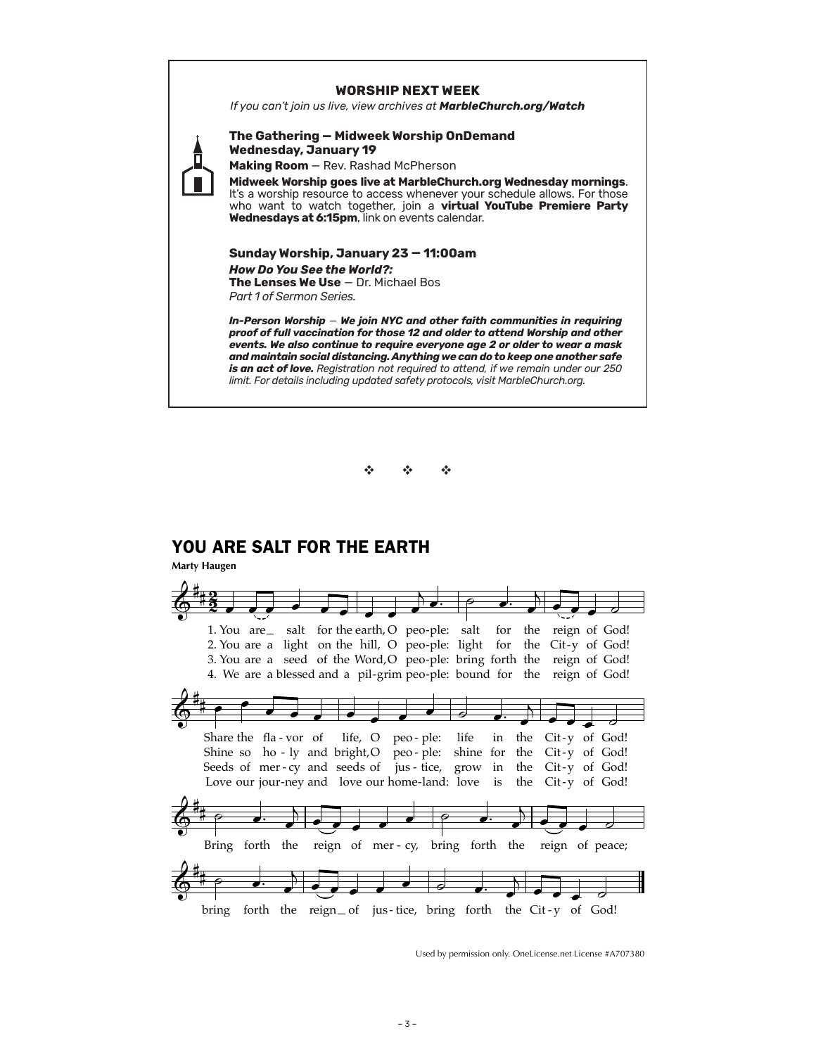**WORSHIP NEXT WEEK**

*If you can't join us live, view archives at* ***MarbleChurch.org/Watch***

**The Gathering — Midweek Worship OnDemand**
**Wednesday, January 19**

**Making Room** — Rev. Rashad McPherson

**Midweek Worship goes live at MarbleChurch.org Wednesday mornings**. It's a worship resource to access whenever your schedule allows. For those who want to watch together, join a **virtual YouTube Premiere Party Wednesdays at 6:15pm**, link on events calendar.

**Sunday Worship, January 23 — 11:00am**

***How Do You See the World?:***
**The Lenses We Use** — Dr. Michael Bos
*Part 1 of Sermon Series.*

***In-Person Worship** — **We join NYC and other faith communities in requiring proof of full vaccination for those 12 and older to attend Worship and other events. We also continue to require everyone age 2 or older to wear a mask and maintain social distancing. Anything we can do to keep one another safe is an act of love.** Registration not required to attend, if we remain under our 250 limit. For details including updated safety protocols, visit MarbleChurch.org.*

❖ ❖ ❖

## YOU ARE SALT FOR THE EARTH

**Marty Haugen**

1. You are salt for the earth, O people: salt for the reign of God!
Share the flavor of life, O people: life in the City of God!

2. You are a light on the hill, O people: light for the City of God!
Shine so holy and bright, O people: shine for the City of God!

3. You are a seed of the Word, O people: bring forth the reign of God!
Seeds of mercy and seeds of justice, grow in the City of God!

4. We are a blessed and a pilgrim people: bound for the reign of God!
Love our journey and love our homeland: love is the City of God!

Bring forth the reign of mercy, bring forth the reign of peace;
bring forth the reign of justice, bring forth the City of God!

Used by permission only. OneLicense.net License #A707380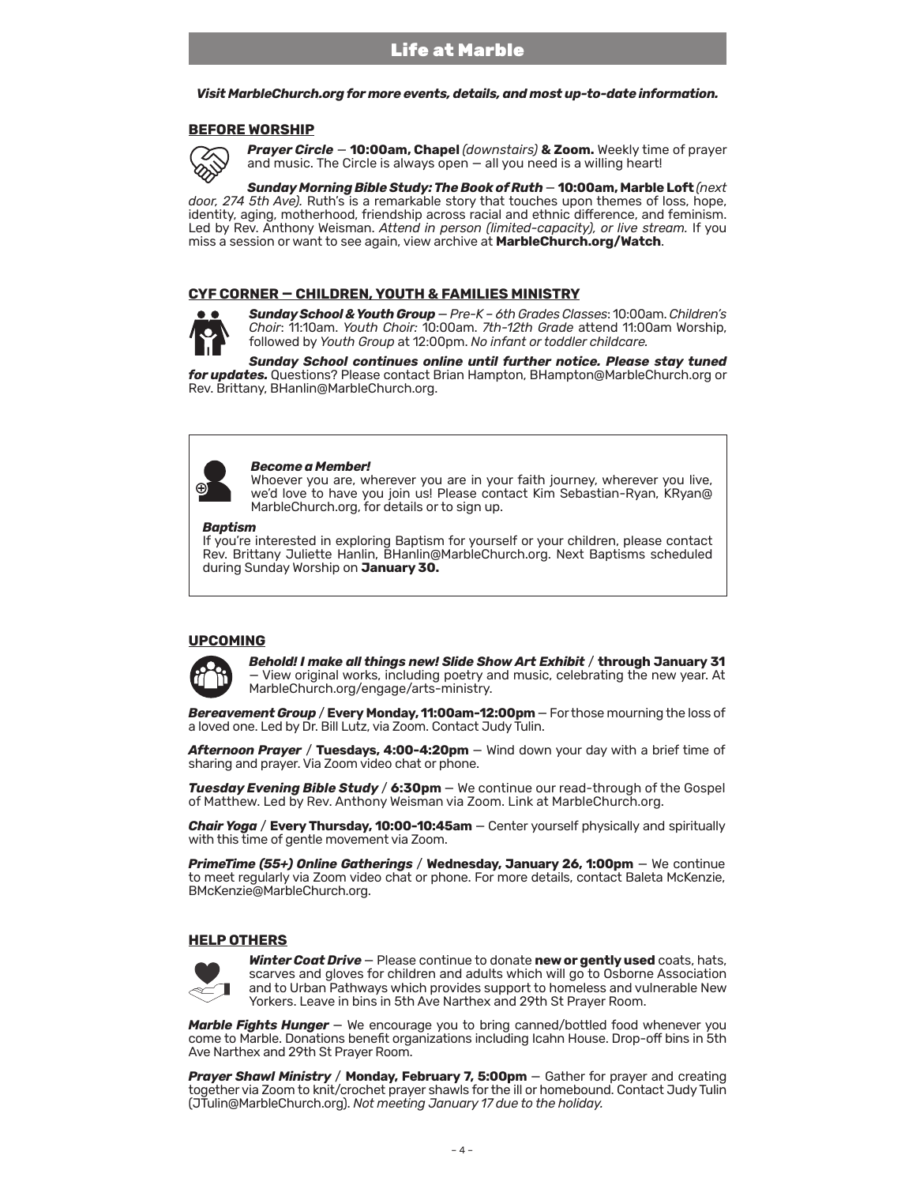# Life at Marble

***Visit MarbleChurch.org for more events, details, and most up-to-date information.***

## BEFORE WORSHIP

***Prayer Circle*** — **10:00am, Chapel** *(downstairs)* **& Zoom.** Weekly time of prayer and music. The Circle is always open — all you need is a willing heart!

***Sunday Morning Bible Study: The Book of Ruth*** — **10:00am, Marble Loft** *(next door, 274 5th Ave).* Ruth's is a remarkable story that touches upon themes of loss, hope, identity, aging, motherhood, friendship across racial and ethnic difference, and feminism. Led by Rev. Anthony Weisman. *Attend in person (limited-capacity), or live stream.* If you miss a session or want to see again, view archive at **MarbleChurch.org/Watch**.

## CYF CORNER — CHILDREN, YOUTH & FAMILIES MINISTRY

***Sunday School & Youth Group*** — *Pre-K – 6th Grades Classes*: 10:00am. *Children's Choir*: 11:10am. *Youth Choir:* 10:00am. *7th-12th Grade* attend 11:00am Worship, followed by *Youth Group* at 12:00pm. *No infant or toddler childcare.*

***Sunday School continues online until further notice. Please stay tuned for updates.*** Questions? Please contact Brian Hampton, BHampton@MarbleChurch.org or Rev. Brittany, BHanlin@MarbleChurch.org.

***Become a Member!***
Whoever you are, wherever you are in your faith journey, wherever you live, we'd love to have you join us! Please contact Kim Sebastian-Ryan, KRyan@MarbleChurch.org, for details or to sign up.

***Baptism***
If you're interested in exploring Baptism for yourself or your children, please contact Rev. Brittany Juliette Hanlin, BHanlin@MarbleChurch.org. Next Baptisms scheduled during Sunday Worship on **January 30.**

## UPCOMING

***Behold! I make all things new! Slide Show Art Exhibit*** / **through January 31** — View original works, including poetry and music, celebrating the new year. At MarbleChurch.org/engage/arts-ministry.

***Bereavement Group*** / **Every Monday, 11:00am-12:00pm** — For those mourning the loss of a loved one. Led by Dr. Bill Lutz, via Zoom. Contact Judy Tulin.

***Afternoon Prayer*** / **Tuesdays, 4:00-4:20pm** — Wind down your day with a brief time of sharing and prayer. Via Zoom video chat or phone.

***Tuesday Evening Bible Study*** / **6:30pm** — We continue our read-through of the Gospel of Matthew. Led by Rev. Anthony Weisman via Zoom. Link at MarbleChurch.org.

***Chair Yoga*** / **Every Thursday, 10:00-10:45am** — Center yourself physically and spiritually with this time of gentle movement via Zoom.

***PrimeTime (55+) Online Gatherings*** / **Wednesday, January 26, 1:00pm** — We continue to meet regularly via Zoom video chat or phone. For more details, contact Baleta McKenzie, BMcKenzie@MarbleChurch.org.

## HELP OTHERS

***Winter Coat Drive*** — Please continue to donate **new or gently used** coats, hats, scarves and gloves for children and adults which will go to Osborne Association and to Urban Pathways which provides support to homeless and vulnerable New Yorkers. Leave in bins in 5th Ave Narthex and 29th St Prayer Room.

***Marble Fights Hunger*** — We encourage you to bring canned/bottled food whenever you come to Marble. Donations benefit organizations including Icahn House. Drop-off bins in 5th Ave Narthex and 29th St Prayer Room.

***Prayer Shawl Ministry*** / **Monday, February 7, 5:00pm** — Gather for prayer and creating together via Zoom to knit/crochet prayer shawls for the ill or homebound. Contact Judy Tulin (JTulin@MarbleChurch.org). *Not meeting January 17 due to the holiday.*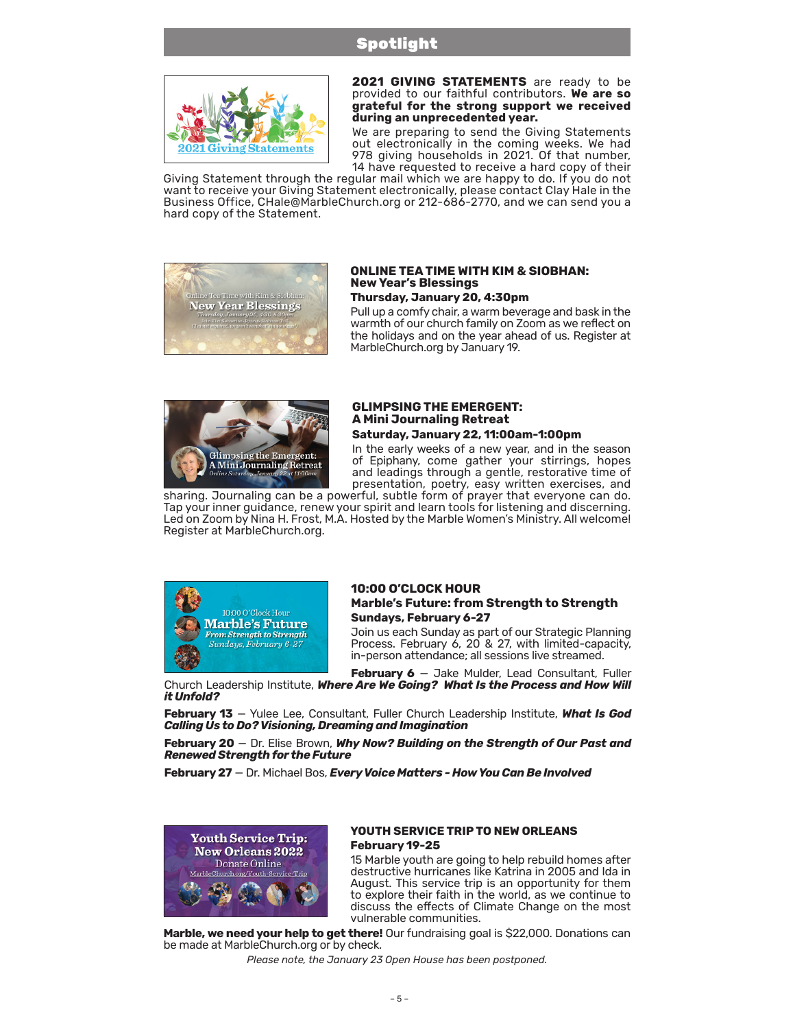# Spotlight

**2021 GIVING STATEMENTS** are ready to be provided to our faithful contributors. **We are so grateful for the strong support we received during an unprecedented year.**

We are preparing to send the Giving Statements out electronically in the coming weeks. We had 978 giving households in 2021. Of that number, 14 have requested to receive a hard copy of their Giving Statement through the regular mail which we are happy to do. If you do not want to receive your Giving Statement electronically, please contact Clay Hale in the Business Office, CHale@MarbleChurch.org or 212-686-2770, and we can send you a hard copy of the Statement.

## ONLINE TEA TIME WITH KIM & SIOBHAN: New Year's Blessings

**Thursday, January 20, 4:30pm**

Pull up a comfy chair, a warm beverage and bask in the warmth of our church family on Zoom as we reflect on the holidays and on the year ahead of us. Register at MarbleChurch.org by January 19.

## GLIMPSING THE EMERGENT: A Mini Journaling Retreat

**Saturday, January 22, 11:00am-1:00pm**

In the early weeks of a new year, and in the season of Epiphany, come gather your stirrings, hopes and leadings through a gentle, restorative time of presentation, poetry, easy written exercises, and sharing. Journaling can be a powerful, subtle form of prayer that everyone can do. Tap your inner guidance, renew your spirit and learn tools for listening and discerning. Led on Zoom by Nina H. Frost, M.A. Hosted by the Marble Women's Ministry. All welcome! Register at MarbleChurch.org.

## 10:00 O'CLOCK HOUR Marble's Future: from Strength to Strength

**Sundays, February 6-27**

Join us each Sunday as part of our Strategic Planning Process. February 6, 20 & 27, with limited-capacity, in-person attendance; all sessions live streamed.

**February 6** – Jake Mulder, Lead Consultant, Fuller Church Leadership Institute, ***Where Are We Going? What Is the Process and How Will it Unfold?***

**February 13** – Yulee Lee, Consultant, Fuller Church Leadership Institute, ***What Is God Calling Us to Do? Visioning, Dreaming and Imagination***

**February 20** – Dr. Elise Brown, ***Why Now? Building on the Strength of Our Past and Renewed Strength for the Future***

**February 27** – Dr. Michael Bos, ***Every Voice Matters - How You Can Be Involved***

## YOUTH SERVICE TRIP TO NEW ORLEANS

**February 19-25**

15 Marble youth are going to help rebuild homes after destructive hurricanes like Katrina in 2005 and Ida in August. This service trip is an opportunity for them to explore their faith in the world, as we continue to discuss the effects of Climate Change on the most vulnerable communities.

**Marble, we need your help to get there!** Our fundraising goal is $22,000. Donations can be made at MarbleChurch.org or by check.

*Please note, the January 23 Open House has been postponed.*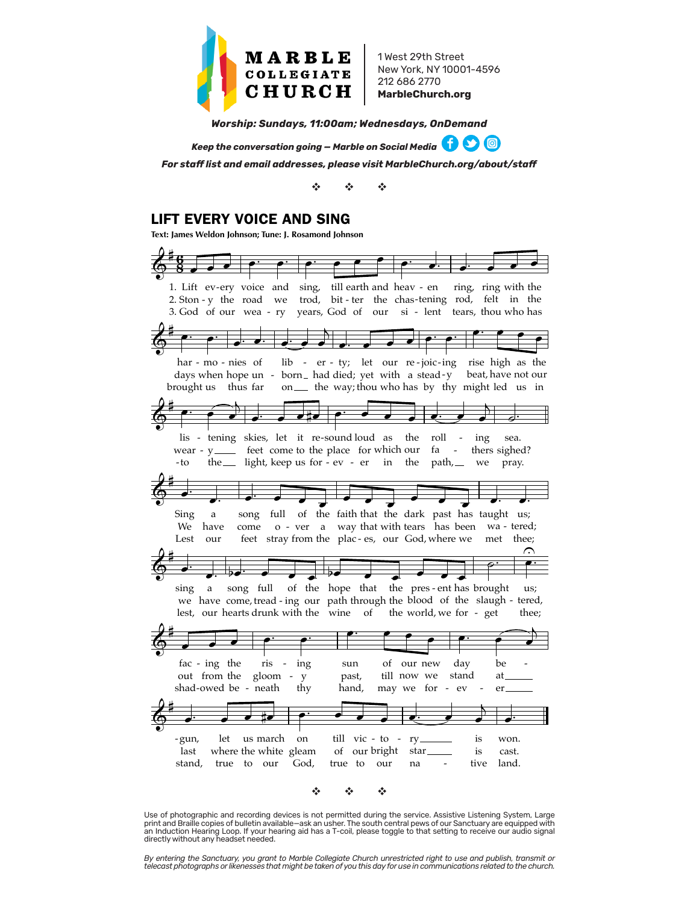**MARBLE COLLEGIATE CHURCH**

1 West 29th Street
New York, NY 10001-4596
212 686 2770
**MarbleChurch.org**

***Worship: Sundays, 11:00am; Wednesdays, OnDemand***

***Keep the conversation going — Marble on Social Media***

***For staff list and email addresses, please visit MarbleChurch.org/about/staff***

❖ ❖ ❖

## LIFT EVERY VOICE AND SING

**Text: James Weldon Johnson; Tune: J. Rosamond Johnson**

1. Lift every voice and sing, till earth and heaven ring, ring with the harmonies of liberty; let our rejoicing rise high as the listening skies, let it resound loud as the rolling sea. Sing a song full of the faith that the dark past has taught us; sing a song full of the hope that the present has brought us; facing the rising sun of our new day begun, let us march on till victory is won.

2. Stony the road we trod, bitter the chastening rod, felt in the days when hope unborn had died; yet with a steady beat, have not our weary feet come to the place for which our fathers sighed? We have come over a way that with tears has been watered; we have come, treading our path through the blood of the slaughtered, out from the gloomy past, till now we stand at last where the white gleam of our bright star is cast.

3. God of our weary years, God of our silent tears, thou who has brought us thus far on the way; thou who has by thy might led us into the light, keep us forever in the path, we pray. Lest our feet stray from the places, our God, where we met thee; lest, our hearts drunk with the wine of the world, we forget thee; shadowed beneath thy hand, may we forever stand, true to our God, true to our native land.

❖ ❖ ❖

Use of photographic and recording devices is not permitted during the service. Assistive Listening System, Large print and Braille copies of bulletin available—ask an usher. The south central pews of our Sanctuary are equipped with an Induction Hearing Loop. If your hearing aid has a T-coil, please toggle to that setting to receive our audio signal directly without any headset needed.

*By entering the Sanctuary, you grant to Marble Collegiate Church unrestricted right to use and publish, transmit or telecast photographs or likenesses that might be taken of you this day for use in communications related to the church.*